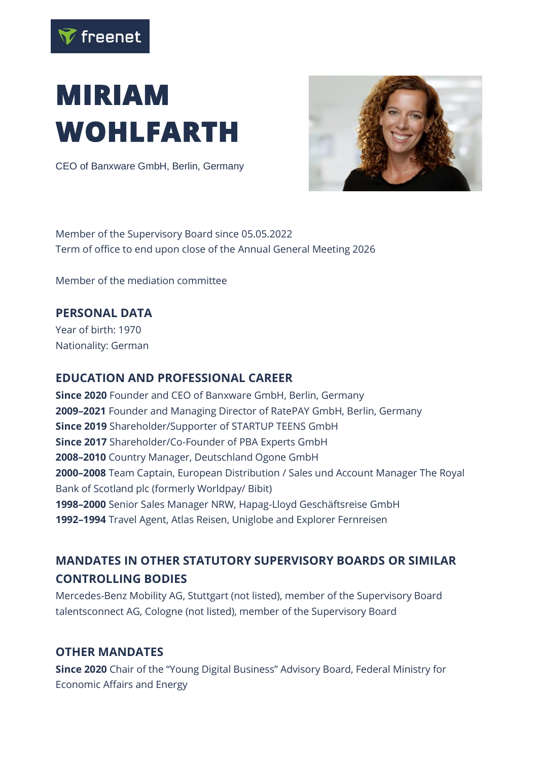freenet

# MIRIAM WOHLFARTH

CEO of Banxware GmbH, Berlin, Germany

Member of the Supervisory Board since 05.05.2022
Term of office to end upon close of the Annual General Meeting 2026

Member of the mediation committee

## PERSONAL DATA

Year of birth: 1970
Nationality: German

## EDUCATION AND PROFESSIONAL CAREER

**Since 2020** Founder and CEO of Banxware GmbH, Berlin, Germany
**2009–2021** Founder and Managing Director of RatePAY GmbH, Berlin, Germany
**Since 2019** Shareholder/Supporter of STARTUP TEENS GmbH
**Since 2017** Shareholder/Co-Founder of PBA Experts GmbH
**2008–2010** Country Manager, Deutschland Ogone GmbH
**2000–2008** Team Captain, European Distribution / Sales und Account Manager The Royal Bank of Scotland plc (formerly Worldpay/ Bibit)
**1998–2000** Senior Sales Manager NRW, Hapag-Lloyd Geschäftsreise GmbH
**1992–1994** Travel Agent, Atlas Reisen, Uniglobe and Explorer Fernreisen

## MANDATES IN OTHER STATUTORY SUPERVISORY BOARDS OR SIMILAR CONTROLLING BODIES

Mercedes-Benz Mobility AG, Stuttgart (not listed), member of the Supervisory Board
talentsconnect AG, Cologne (not listed), member of the Supervisory Board

## OTHER MANDATES

**Since 2020** Chair of the "Young Digital Business" Advisory Board, Federal Ministry for Economic Affairs and Energy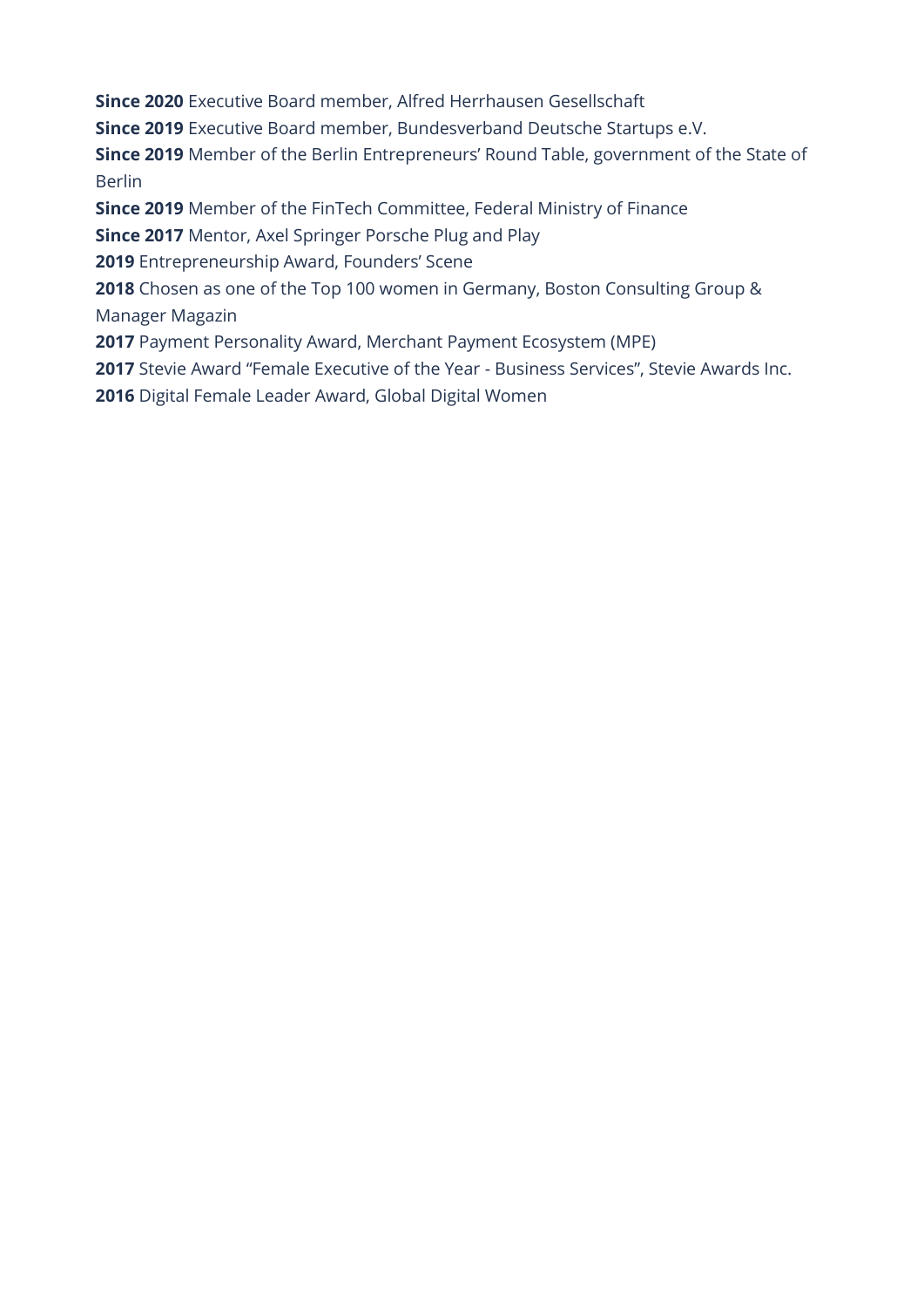**Since 2020** Executive Board member, Alfred Herrhausen Gesellschaft

**Since 2019** Executive Board member, Bundesverband Deutsche Startups e.V.

**Since 2019** Member of the Berlin Entrepreneurs' Round Table, government of the State of Berlin

**Since 2019** Member of the FinTech Committee, Federal Ministry of Finance

**Since 2017** Mentor, Axel Springer Porsche Plug and Play

**2019** Entrepreneurship Award, Founders' Scene

**2018** Chosen as one of the Top 100 women in Germany, Boston Consulting Group & Manager Magazin

**2017** Payment Personality Award, Merchant Payment Ecosystem (MPE)

**2017** Stevie Award "Female Executive of the Year - Business Services", Stevie Awards Inc.

**2016** Digital Female Leader Award, Global Digital Women